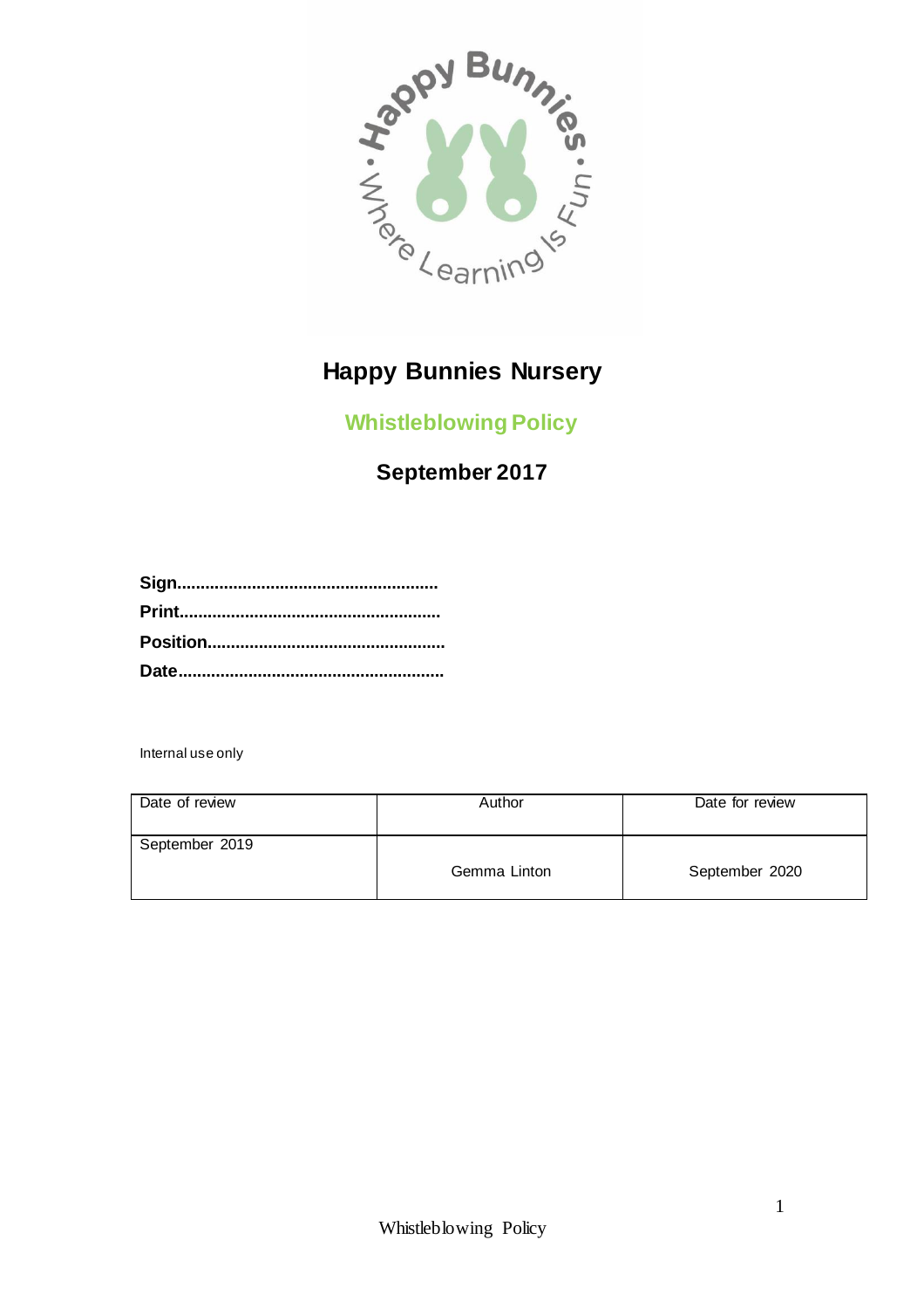# Happy Bunnies Nursery

## Whistleblowing Policy

### September 2017

**Sign........................................................**
**Print.......................................................**
**Position..................................................**
**Date........................................................**

Internal use only

| Date of review | Author | Date for review |
|---|---|---|
| September 2019 | Gemma Linton | September 2020 |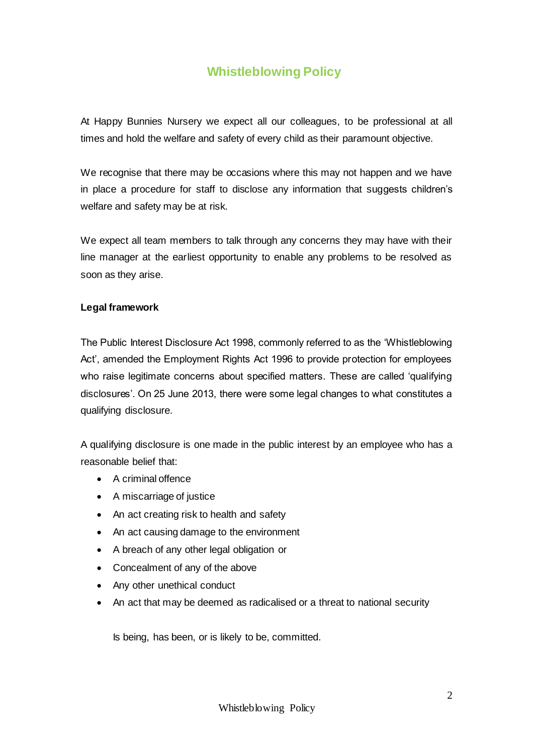# Whistleblowing Policy

At Happy Bunnies Nursery we expect all our colleagues, to be professional at all times and hold the welfare and safety of every child as their paramount objective.

We recognise that there may be occasions where this may not happen and we have in place a procedure for staff to disclose any information that suggests children's welfare and safety may be at risk.

We expect all team members to talk through any concerns they may have with their line manager at the earliest opportunity to enable any problems to be resolved as soon as they arise.

**Legal framework**

The Public Interest Disclosure Act 1998, commonly referred to as the 'Whistleblowing Act', amended the Employment Rights Act 1996 to provide protection for employees who raise legitimate concerns about specified matters. These are called 'qualifying disclosures'. On 25 June 2013, there were some legal changes to what constitutes a qualifying disclosure.

A qualifying disclosure is one made in the public interest by an employee who has a reasonable belief that:

- A criminal offence
- A miscarriage of justice
- An act creating risk to health and safety
- An act causing damage to the environment
- A breach of any other legal obligation or
- Concealment of any of the above
- Any other unethical conduct
- An act that may be deemed as radicalised or a threat to national security

Is being, has been, or is likely to be, committed.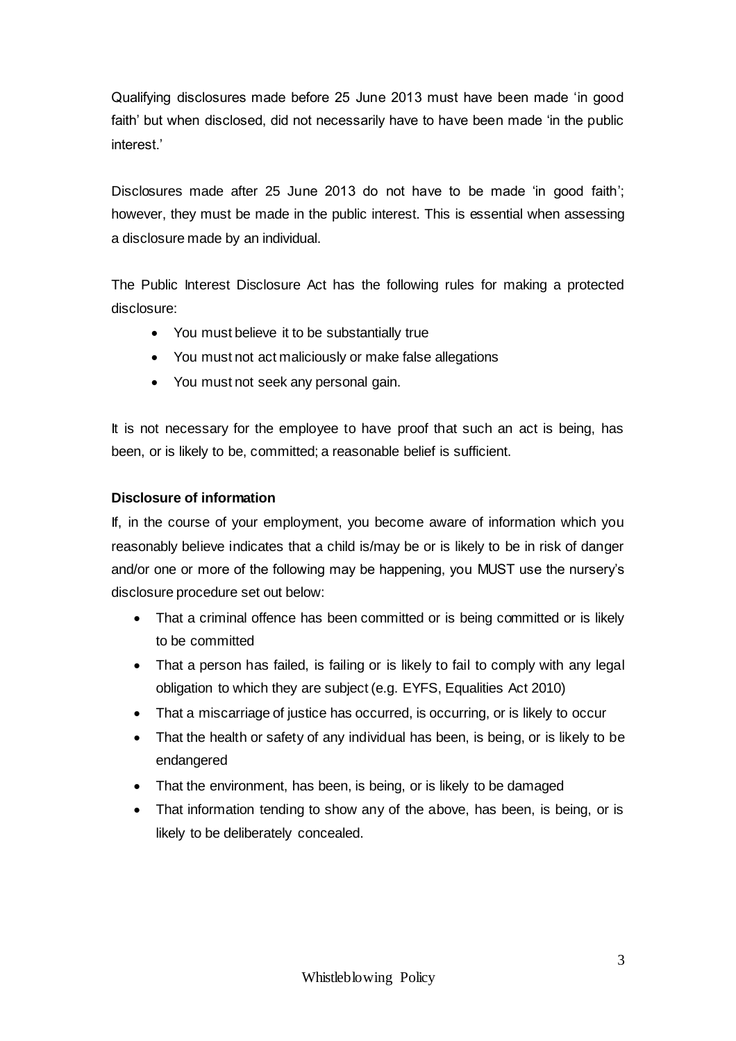Qualifying disclosures made before 25 June 2013 must have been made 'in good faith' but when disclosed, did not necessarily have to have been made 'in the public interest.'

Disclosures made after 25 June 2013 do not have to be made 'in good faith'; however, they must be made in the public interest. This is essential when assessing a disclosure made by an individual.

The Public Interest Disclosure Act has the following rules for making a protected disclosure:

- You must believe it to be substantially true
- You must not act maliciously or make false allegations
- You must not seek any personal gain.

It is not necessary for the employee to have proof that such an act is being, has been, or is likely to be, committed; a reasonable belief is sufficient.

**Disclosure of information**

If, in the course of your employment, you become aware of information which you reasonably believe indicates that a child is/may be or is likely to be in risk of danger and/or one or more of the following may be happening, you MUST use the nursery's disclosure procedure set out below:

- That a criminal offence has been committed or is being committed or is likely to be committed
- That a person has failed, is failing or is likely to fail to comply with any legal obligation to which they are subject (e.g. EYFS, Equalities Act 2010)
- That a miscarriage of justice has occurred, is occurring, or is likely to occur
- That the health or safety of any individual has been, is being, or is likely to be endangered
- That the environment, has been, is being, or is likely to be damaged
- That information tending to show any of the above, has been, is being, or is likely to be deliberately concealed.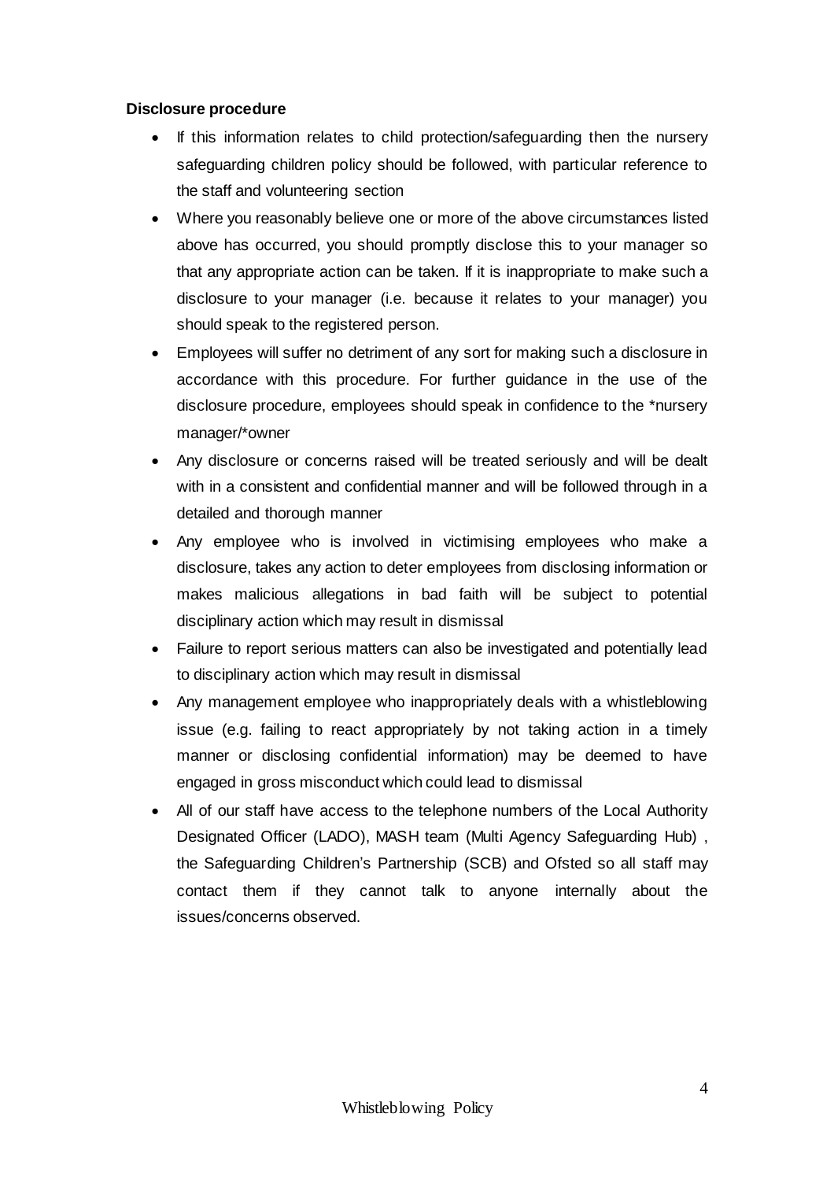**Disclosure procedure**

- If this information relates to child protection/safeguarding then the nursery safeguarding children policy should be followed, with particular reference to the staff and volunteering section
- Where you reasonably believe one or more of the above circumstances listed above has occurred, you should promptly disclose this to your manager so that any appropriate action can be taken. If it is inappropriate to make such a disclosure to your manager (i.e. because it relates to your manager) you should speak to the registered person.
- Employees will suffer no detriment of any sort for making such a disclosure in accordance with this procedure. For further guidance in the use of the disclosure procedure, employees should speak in confidence to the *nursery manager/*owner
- Any disclosure or concerns raised will be treated seriously and will be dealt with in a consistent and confidential manner and will be followed through in a detailed and thorough manner
- Any employee who is involved in victimising employees who make a disclosure, takes any action to deter employees from disclosing information or makes malicious allegations in bad faith will be subject to potential disciplinary action which may result in dismissal
- Failure to report serious matters can also be investigated and potentially lead to disciplinary action which may result in dismissal
- Any management employee who inappropriately deals with a whistleblowing issue (e.g. failing to react appropriately by not taking action in a timely manner or disclosing confidential information) may be deemed to have engaged in gross misconduct which could lead to dismissal
- All of our staff have access to the telephone numbers of the Local Authority Designated Officer (LADO), MASH team (Multi Agency Safeguarding Hub) , the Safeguarding Children's Partnership (SCB) and Ofsted so all staff may contact them if they cannot talk to anyone internally about the issues/concerns observed.